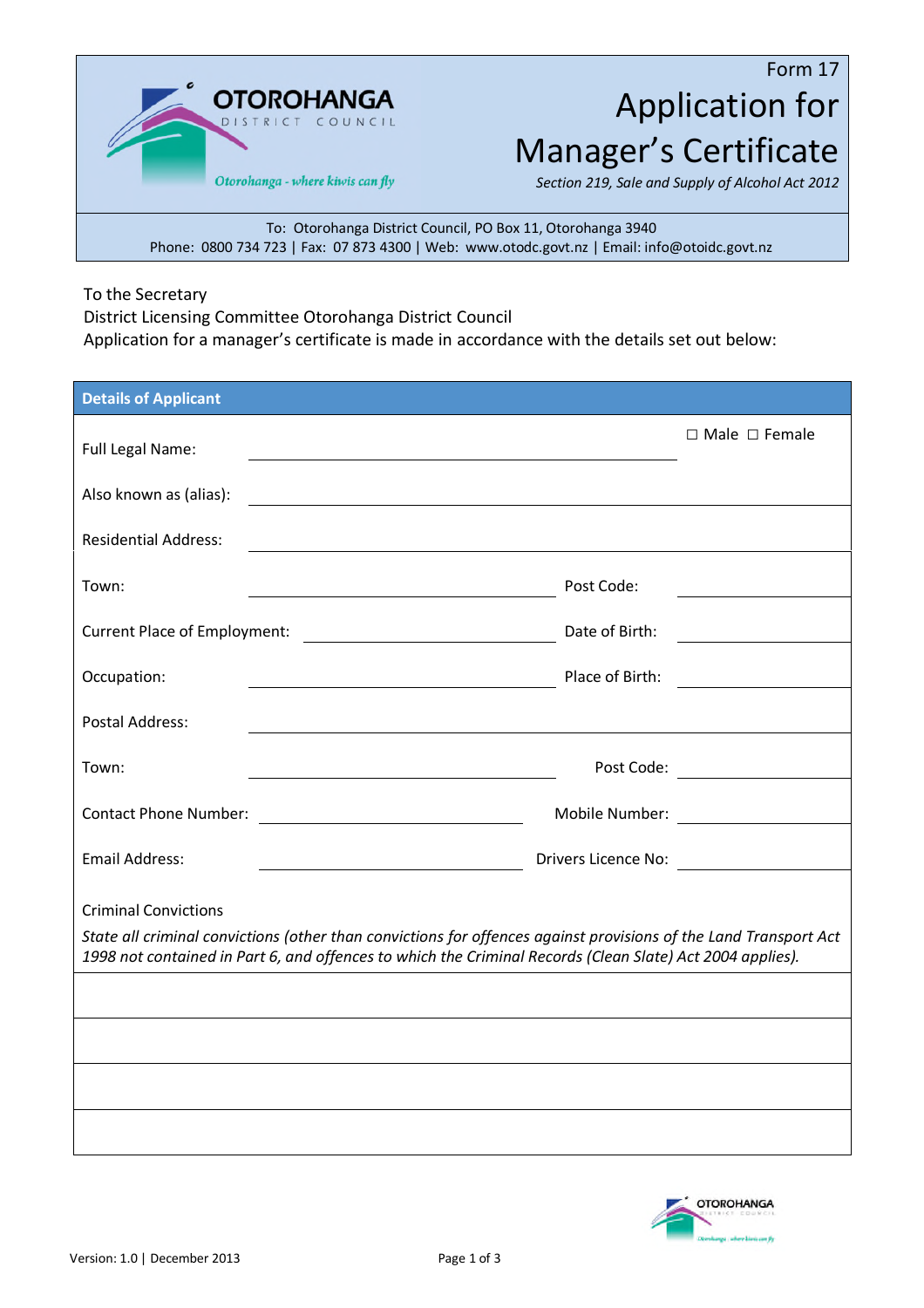Form 17

# Application for Manager's Certificate

*Section 219, Sale and Supply of Alcohol Act 2012*

OTOROHANGA DISTRICT COUNCIL

*Otorohanga - where kiwis can fly*

To: Otorohanga District Council, PO Box 11, Otorohanga 3940
Phone: 0800 734 723 | Fax: 07 873 4300 | Web: www.otodc.govt.nz | Email: info@otoidc.govt.nz

To the Secretary
District Licensing Committee Otorohanga District Council
Application for a manager's certificate is made in accordance with the details set out below:

## Details of Applicant

| | | | |
|---|---|---|---|
| Full Legal Name: | | ☐ Male ☐ Female | |
| Also known as (alias): | | | |
| Residential Address: | | | |
| Town: | | Post Code: | |
| Current Place of Employment: | | Date of Birth: | |
| Occupation: | | Place of Birth: | |
| Postal Address: | | | |
| Town: | | Post Code: | |
| Contact Phone Number: | | Mobile Number: | |
| Email Address: | | Drivers Licence No: | |

Criminal Convictions

*State all criminal convictions (other than convictions for offences against provisions of the Land Transport Act 1998 not contained in Part 6, and offences to which the Criminal Records (Clean Slate) Act 2004 applies).*

| |
|---|
| |
| |
| |
| |

Version: 1.0 | December 2013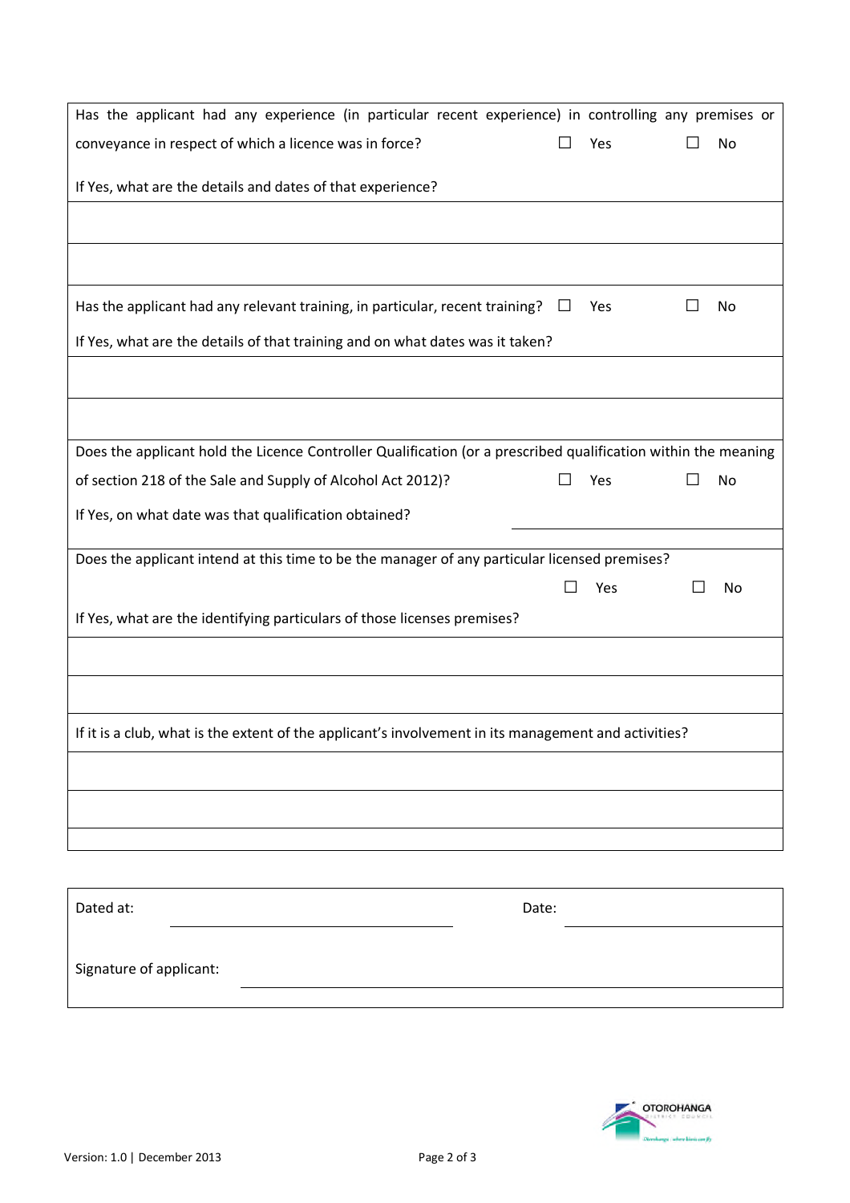Has the applicant had any experience (in particular recent experience) in controlling any premises or conveyance in respect of which a licence was in force? ☐ Yes ☐ No

If Yes, what are the details and dates of that experience?

______________________________________________________________________

______________________________________________________________________

Has the applicant had any relevant training, in particular, recent training? ☐ Yes ☐ No

If Yes, what are the details of that training and on what dates was it taken?

______________________________________________________________________

______________________________________________________________________

Does the applicant hold the Licence Controller Qualification (or a prescribed qualification within the meaning of section 218 of the Sale and Supply of Alcohol Act 2012)? ☐ Yes ☐ No

If Yes, on what date was that qualification obtained? ______________________

Does the applicant intend at this time to be the manager of any particular licensed premises? ☐ Yes ☐ No

If Yes, what are the identifying particulars of those licenses premises?

______________________________________________________________________

______________________________________________________________________

If it is a club, what is the extent of the applicant's involvement in its management and activities?

______________________________________________________________________

______________________________________________________________________

Dated at: ______________________ Date: ______________________

Signature of applicant: ______________________________________

Version: 1.0 | December 2013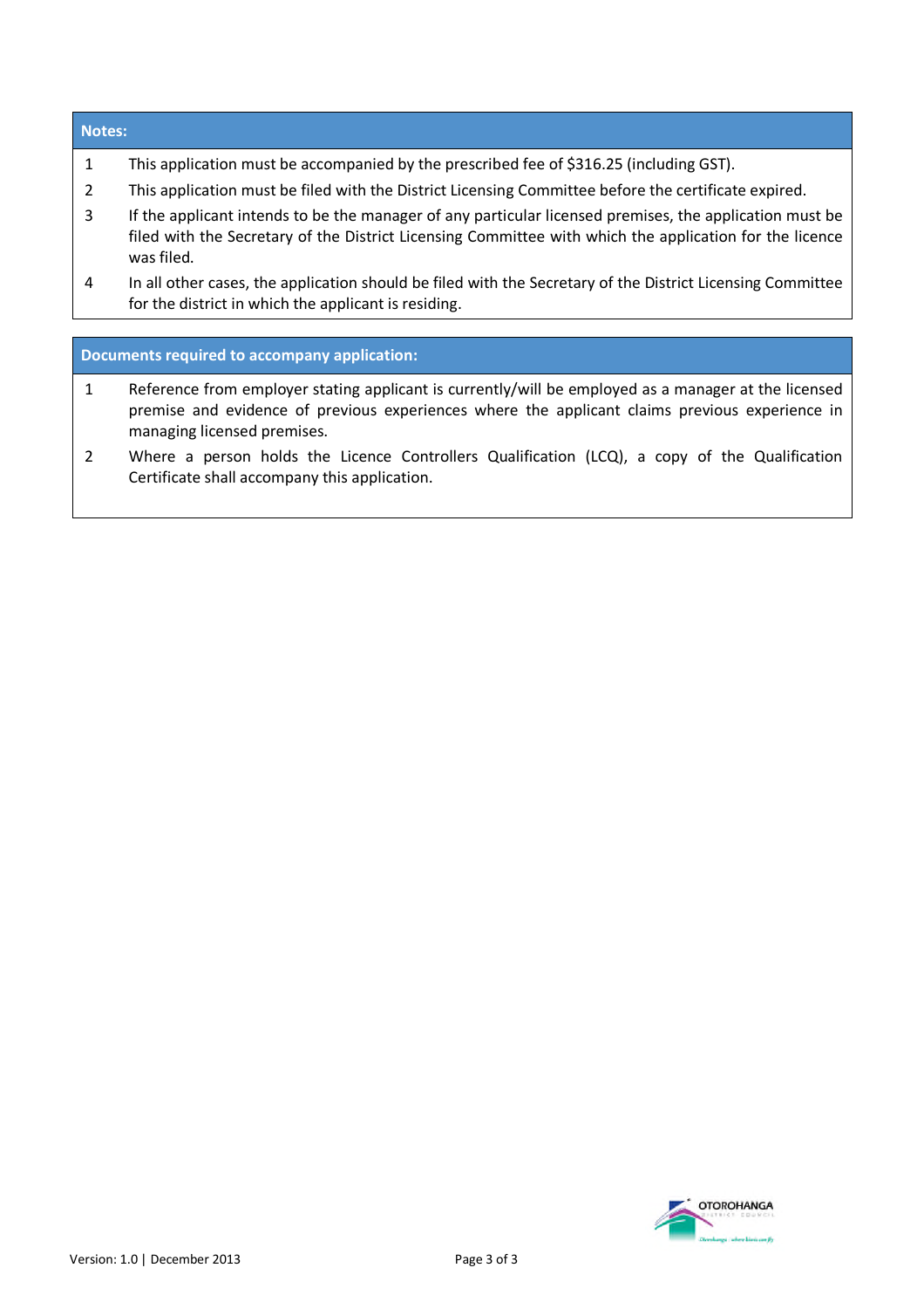## Notes:

1. This application must be accompanied by the prescribed fee of $316.25 (including GST).
2. This application must be filed with the District Licensing Committee before the certificate expired.
3. If the applicant intends to be the manager of any particular licensed premises, the application must be filed with the Secretary of the District Licensing Committee with which the application for the licence was filed.
4. In all other cases, the application should be filed with the Secretary of the District Licensing Committee for the district in which the applicant is residing.

## Documents required to accompany application:

1. Reference from employer stating applicant is currently/will be employed as a manager at the licensed premise and evidence of previous experiences where the applicant claims previous experience in managing licensed premises.
2. Where a person holds the Licence Controllers Qualification (LCQ), a copy of the Qualification Certificate shall accompany this application.

Version: 1.0 | December 2013